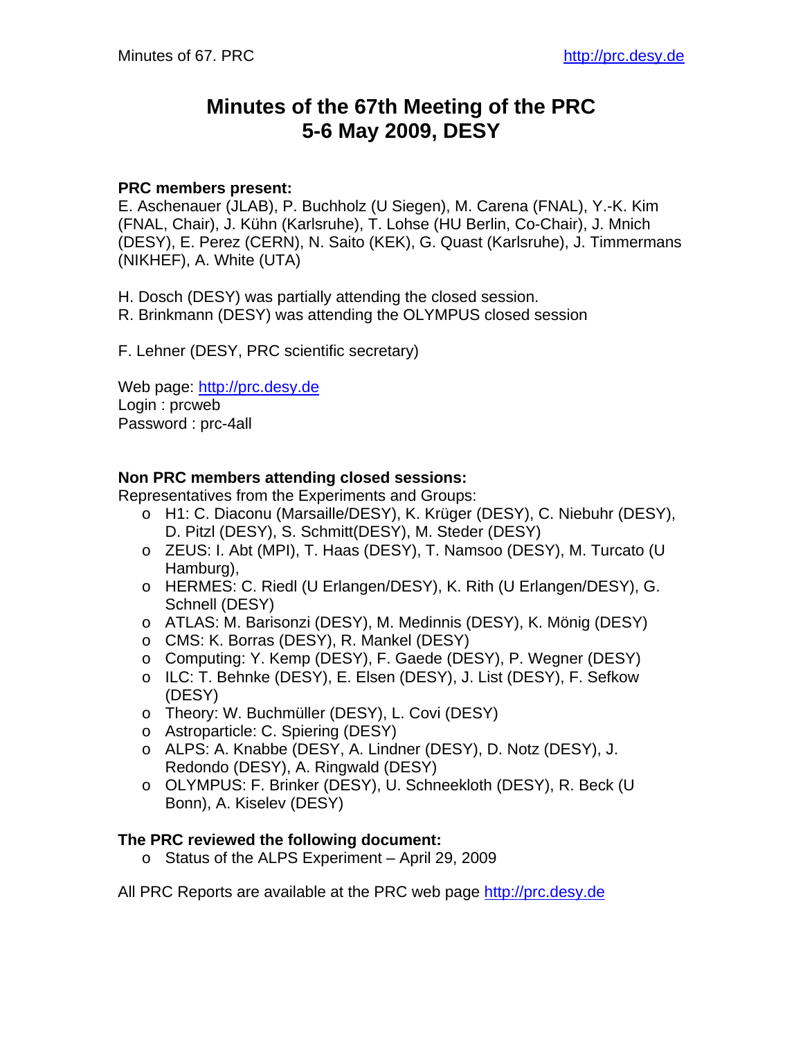# Minutes of the 67th Meeting of the PRC
# 5-6 May 2009, DESY

**PRC members present:**
E. Aschenauer (JLAB), P. Buchholz (U Siegen), M. Carena (FNAL), Y.-K. Kim (FNAL, Chair), J. Kühn (Karlsruhe), T. Lohse (HU Berlin, Co-Chair), J. Mnich (DESY), E. Perez (CERN), N. Saito (KEK), G. Quast (Karlsruhe), J. Timmermans (NIKHEF), A. White (UTA)

H. Dosch (DESY) was partially attending the closed session.
R. Brinkmann (DESY) was attending the OLYMPUS closed session

F. Lehner (DESY, PRC scientific secretary)

Web page: http://prc.desy.de
Login : prcweb
Password : prc-4all

**Non PRC members attending closed sessions:**
Representatives from the Experiments and Groups:

- H1: C. Diaconu (Marsaille/DESY), K. Krüger (DESY), C. Niebuhr (DESY), D. Pitzl (DESY), S. Schmitt(DESY), M. Steder (DESY)
- ZEUS: I. Abt (MPI), T. Haas (DESY), T. Namsoo (DESY), M. Turcato (U Hamburg),
- HERMES: C. Riedl (U Erlangen/DESY), K. Rith (U Erlangen/DESY), G. Schnell (DESY)
- ATLAS: M. Barisonzi (DESY), M. Medinnis (DESY), K. Mönig (DESY)
- CMS: K. Borras (DESY), R. Mankel (DESY)
- Computing: Y. Kemp (DESY), F. Gaede (DESY), P. Wegner (DESY)
- ILC: T. Behnke (DESY), E. Elsen (DESY), J. List (DESY), F. Sefkow (DESY)
- Theory: W. Buchmüller (DESY), L. Covi (DESY)
- Astroparticle: C. Spiering (DESY)
- ALPS: A. Knabbe (DESY, A. Lindner (DESY), D. Notz (DESY), J. Redondo (DESY), A. Ringwald (DESY)
- OLYMPUS: F. Brinker (DESY), U. Schneekloth (DESY), R. Beck (U Bonn), A. Kiselev (DESY)

**The PRC reviewed the following document:**

- Status of the ALPS Experiment – April 29, 2009

All PRC Reports are available at the PRC web page http://prc.desy.de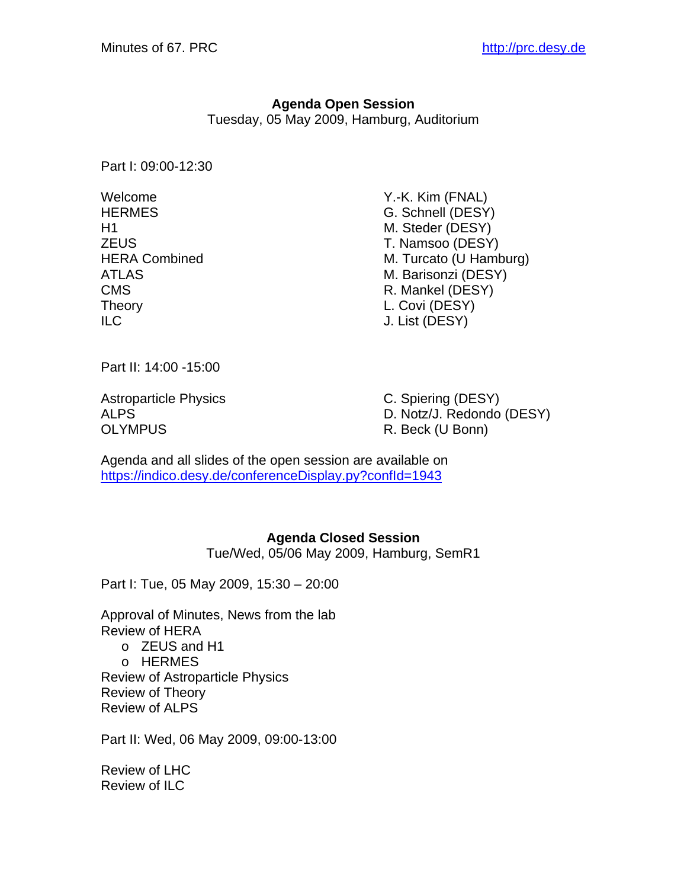## Agenda Open Session

Tuesday, 05 May 2009, Hamburg, Auditorium

Part I: 09:00-12:30

| | |
|---|---|
| Welcome | Y.-K. Kim (FNAL) |
| HERMES | G. Schnell (DESY) |
| H1 | M. Steder (DESY) |
| ZEUS | T. Namsoo (DESY) |
| HERA Combined | M. Turcato (U Hamburg) |
| ATLAS | M. Barisonzi (DESY) |
| CMS | R. Mankel (DESY) |
| Theory | L. Covi (DESY) |
| ILC | J. List (DESY) |

Part II: 14:00 -15:00

| | |
|---|---|
| Astroparticle Physics | C. Spiering (DESY) |
| ALPS | D. Notz/J. Redondo (DESY) |
| OLYMPUS | R. Beck (U Bonn) |

Agenda and all slides of the open session are available on
https://indico.desy.de/conferenceDisplay.py?confId=1943

## Agenda Closed Session

Tue/Wed, 05/06 May 2009, Hamburg, SemR1

Part I: Tue, 05 May 2009, 15:30 – 20:00

Approval of Minutes, News from the lab
Review of HERA
- ZEUS and H1
- HERMES

Review of Astroparticle Physics
Review of Theory
Review of ALPS

Part II: Wed, 06 May 2009, 09:00-13:00

Review of LHC
Review of ILC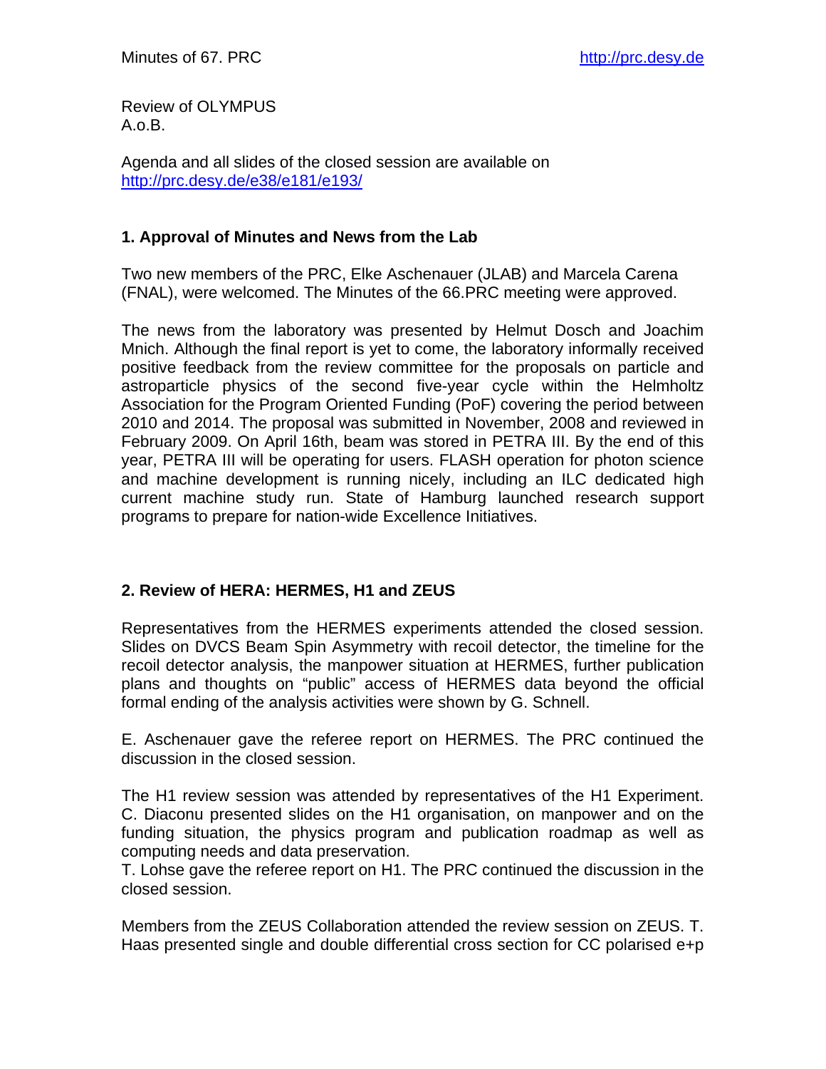Review of OLYMPUS
A.o.B.

Agenda and all slides of the closed session are available on
http://prc.desy.de/e38/e181/e193/

## 1. Approval of Minutes and News from the Lab

Two new members of the PRC, Elke Aschenauer (JLAB) and Marcela Carena (FNAL), were welcomed. The Minutes of the 66.PRC meeting were approved.

The news from the laboratory was presented by Helmut Dosch and Joachim Mnich. Although the final report is yet to come, the laboratory informally received positive feedback from the review committee for the proposals on particle and astroparticle physics of the second five-year cycle within the Helmholtz Association for the Program Oriented Funding (PoF) covering the period between 2010 and 2014. The proposal was submitted in November, 2008 and reviewed in February 2009. On April 16th, beam was stored in PETRA III. By the end of this year, PETRA III will be operating for users. FLASH operation for photon science and machine development is running nicely, including an ILC dedicated high current machine study run. State of Hamburg launched research support programs to prepare for nation-wide Excellence Initiatives.

## 2. Review of HERA: HERMES, H1 and ZEUS

Representatives from the HERMES experiments attended the closed session. Slides on DVCS Beam Spin Asymmetry with recoil detector, the timeline for the recoil detector analysis, the manpower situation at HERMES, further publication plans and thoughts on "public" access of HERMES data beyond the official formal ending of the analysis activities were shown by G. Schnell.

E. Aschenauer gave the referee report on HERMES. The PRC continued the discussion in the closed session.

The H1 review session was attended by representatives of the H1 Experiment. C. Diaconu presented slides on the H1 organisation, on manpower and on the funding situation, the physics program and publication roadmap as well as computing needs and data preservation.
T. Lohse gave the referee report on H1. The PRC continued the discussion in the closed session.

Members from the ZEUS Collaboration attended the review session on ZEUS. T. Haas presented single and double differential cross section for CC polarised e+p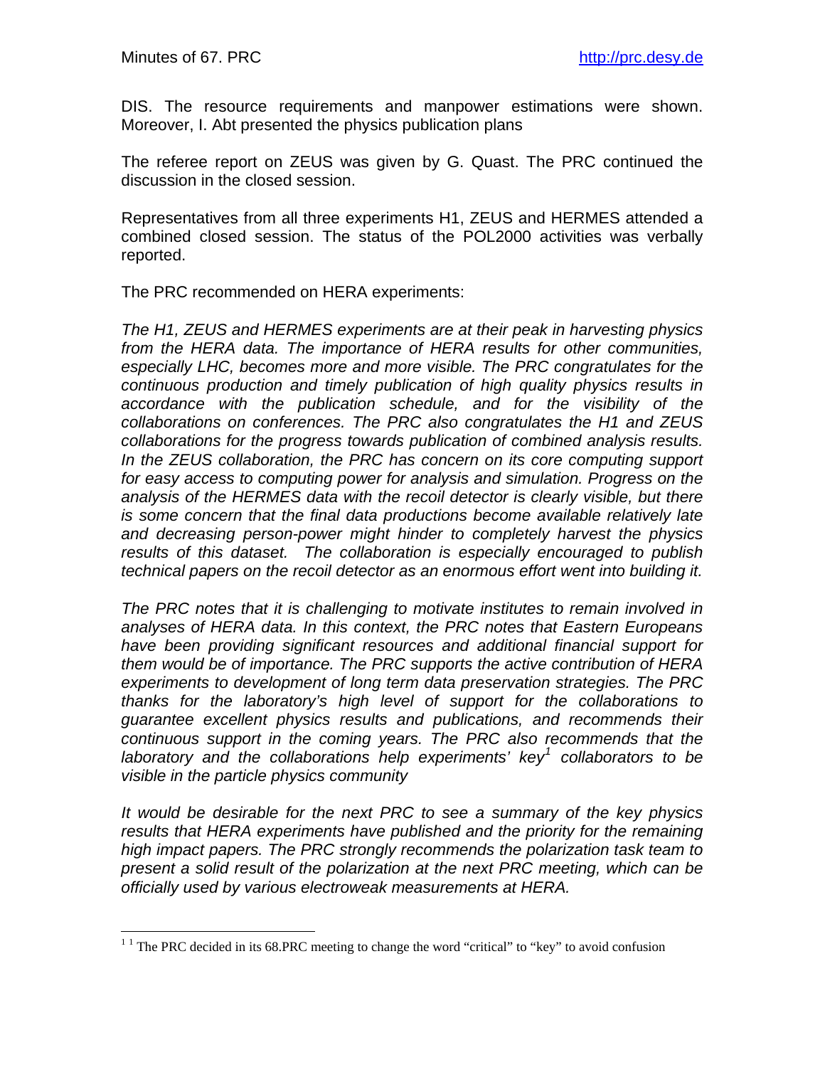DIS. The resource requirements and manpower estimations were shown. Moreover, I. Abt presented the physics publication plans

The referee report on ZEUS was given by G. Quast. The PRC continued the discussion in the closed session.

Representatives from all three experiments H1, ZEUS and HERMES attended a combined closed session. The status of the POL2000 activities was verbally reported.

The PRC recommended on HERA experiments:

*The H1, ZEUS and HERMES experiments are at their peak in harvesting physics from the HERA data. The importance of HERA results for other communities, especially LHC, becomes more and more visible. The PRC congratulates for the continuous production and timely publication of high quality physics results in accordance with the publication schedule, and for the visibility of the collaborations on conferences. The PRC also congratulates the H1 and ZEUS collaborations for the progress towards publication of combined analysis results. In the ZEUS collaboration, the PRC has concern on its core computing support for easy access to computing power for analysis and simulation. Progress on the analysis of the HERMES data with the recoil detector is clearly visible, but there is some concern that the final data productions become available relatively late and decreasing person-power might hinder to completely harvest the physics results of this dataset. The collaboration is especially encouraged to publish technical papers on the recoil detector as an enormous effort went into building it.*

*The PRC notes that it is challenging to motivate institutes to remain involved in analyses of HERA data. In this context, the PRC notes that Eastern Europeans have been providing significant resources and additional financial support for them would be of importance. The PRC supports the active contribution of HERA experiments to development of long term data preservation strategies. The PRC thanks for the laboratory's high level of support for the collaborations to guarantee excellent physics results and publications, and recommends their continuous support in the coming years. The PRC also recommends that the laboratory and the collaborations help experiments' key[1] collaborators to be visible in the particle physics community*

*It would be desirable for the next PRC to see a summary of the key physics results that HERA experiments have published and the priority for the remaining high impact papers. The PRC strongly recommends the polarization task team to present a solid result of the polarization at the next PRC meeting, which can be officially used by various electroweak measurements at HERA.*

---

[1] The PRC decided in its 68.PRC meeting to change the word "critical" to "key" to avoid confusion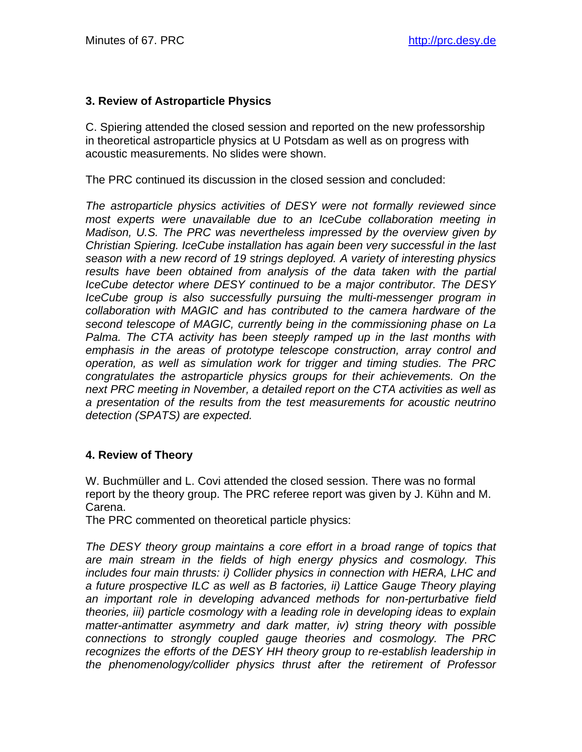## 3. Review of Astroparticle Physics

C. Spiering attended the closed session and reported on the new professorship in theoretical astroparticle physics at U Potsdam as well as on progress with acoustic measurements. No slides were shown.

The PRC continued its discussion in the closed session and concluded:

*The astroparticle physics activities of DESY were not formally reviewed since most experts were unavailable due to an IceCube collaboration meeting in Madison, U.S. The PRC was nevertheless impressed by the overview given by Christian Spiering. IceCube installation has again been very successful in the last season with a new record of 19 strings deployed. A variety of interesting physics results have been obtained from analysis of the data taken with the partial IceCube detector where DESY continued to be a major contributor. The DESY IceCube group is also successfully pursuing the multi-messenger program in collaboration with MAGIC and has contributed to the camera hardware of the second telescope of MAGIC, currently being in the commissioning phase on La Palma. The CTA activity has been steeply ramped up in the last months with emphasis in the areas of prototype telescope construction, array control and operation, as well as simulation work for trigger and timing studies. The PRC congratulates the astroparticle physics groups for their achievements. On the next PRC meeting in November, a detailed report on the CTA activities as well as a presentation of the results from the test measurements for acoustic neutrino detection (SPATS) are expected.*

## 4. Review of Theory

W. Buchmüller and L. Covi attended the closed session. There was no formal report by the theory group. The PRC referee report was given by J. Kühn and M. Carena.

The PRC commented on theoretical particle physics:

*The DESY theory group maintains a core effort in a broad range of topics that are main stream in the fields of high energy physics and cosmology. This includes four main thrusts: i) Collider physics in connection with HERA, LHC and a future prospective ILC as well as B factories, ii) Lattice Gauge Theory playing an important role in developing advanced methods for non-perturbative field theories, iii) particle cosmology with a leading role in developing ideas to explain matter-antimatter asymmetry and dark matter, iv) string theory with possible connections to strongly coupled gauge theories and cosmology. The PRC recognizes the efforts of the DESY HH theory group to re-establish leadership in the phenomenology/collider physics thrust after the retirement of Professor*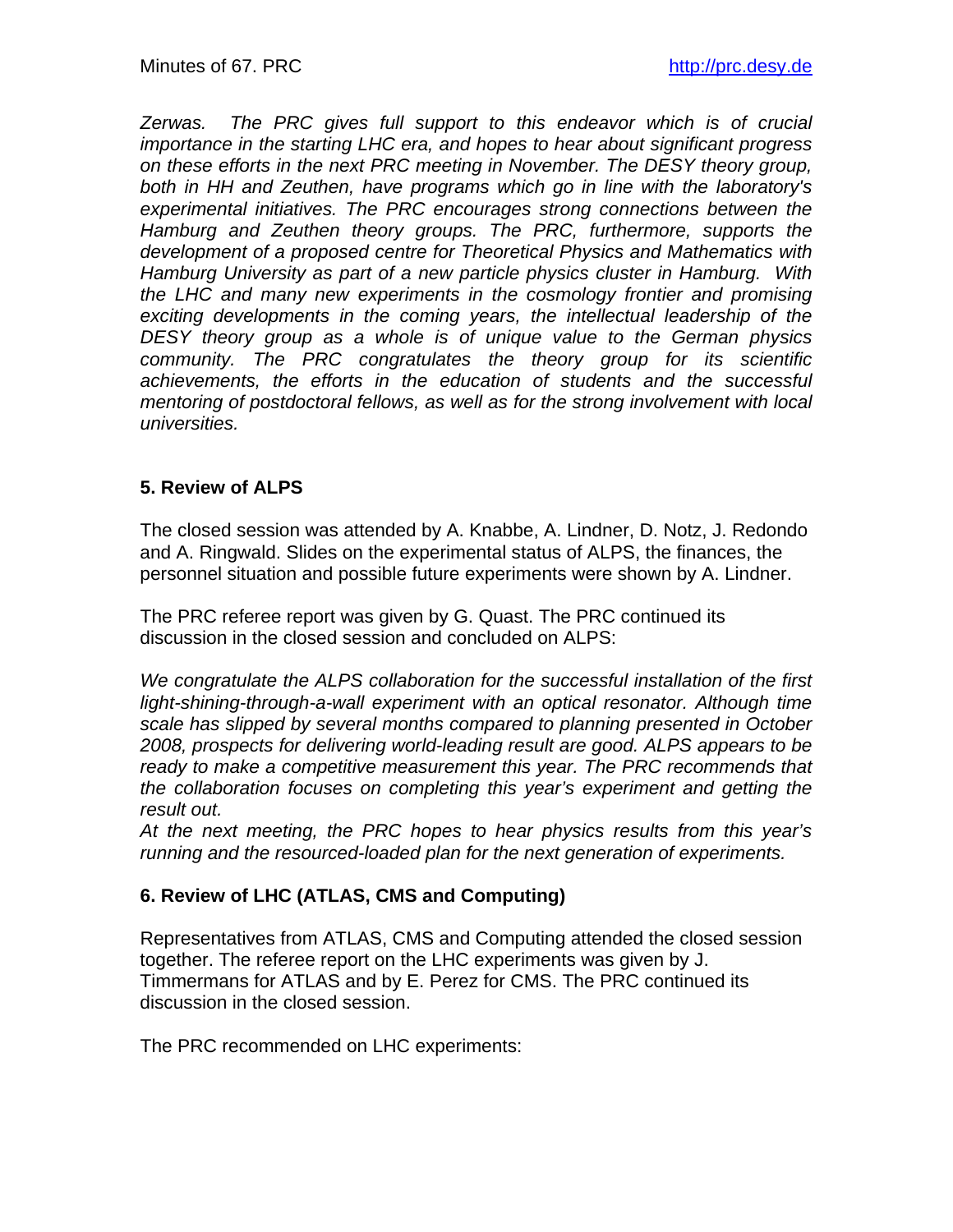*Zerwas. The PRC gives full support to this endeavor which is of crucial importance in the starting LHC era, and hopes to hear about significant progress on these efforts in the next PRC meeting in November. The DESY theory group, both in HH and Zeuthen, have programs which go in line with the laboratory's experimental initiatives. The PRC encourages strong connections between the Hamburg and Zeuthen theory groups. The PRC, furthermore, supports the development of a proposed centre for Theoretical Physics and Mathematics with Hamburg University as part of a new particle physics cluster in Hamburg. With the LHC and many new experiments in the cosmology frontier and promising exciting developments in the coming years, the intellectual leadership of the DESY theory group as a whole is of unique value to the German physics community. The PRC congratulates the theory group for its scientific achievements, the efforts in the education of students and the successful mentoring of postdoctoral fellows, as well as for the strong involvement with local universities.*

### 5. Review of ALPS

The closed session was attended by A. Knabbe, A. Lindner, D. Notz, J. Redondo and A. Ringwald. Slides on the experimental status of ALPS, the finances, the personnel situation and possible future experiments were shown by A. Lindner.

The PRC referee report was given by G. Quast. The PRC continued its discussion in the closed session and concluded on ALPS:

*We congratulate the ALPS collaboration for the successful installation of the first light-shining-through-a-wall experiment with an optical resonator. Although time scale has slipped by several months compared to planning presented in October 2008, prospects for delivering world-leading result are good. ALPS appears to be ready to make a competitive measurement this year. The PRC recommends that the collaboration focuses on completing this year's experiment and getting the result out.*
*At the next meeting, the PRC hopes to hear physics results from this year's running and the resourced-loaded plan for the next generation of experiments.*

### 6. Review of LHC (ATLAS, CMS and Computing)

Representatives from ATLAS, CMS and Computing attended the closed session together. The referee report on the LHC experiments was given by J. Timmermans for ATLAS and by E. Perez for CMS. The PRC continued its discussion in the closed session.

The PRC recommended on LHC experiments: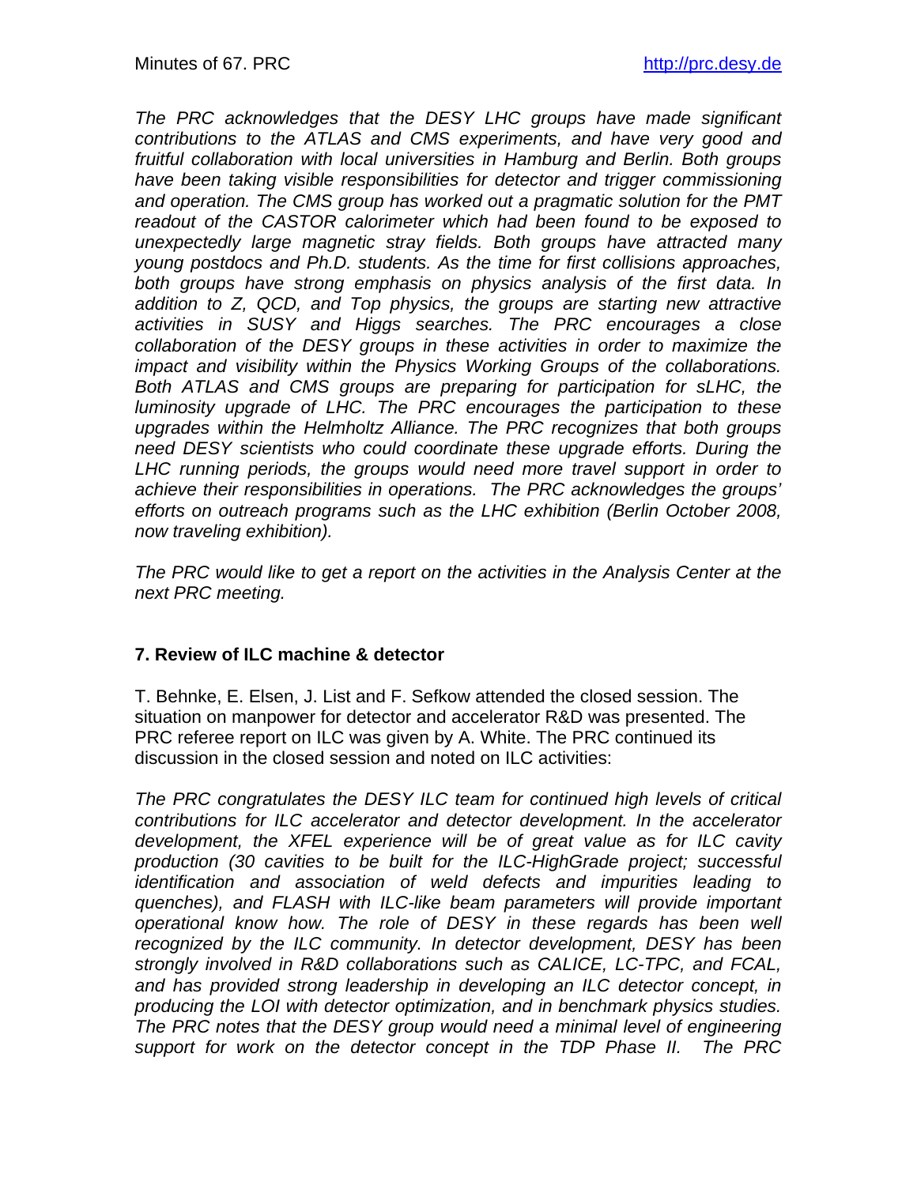*The PRC acknowledges that the DESY LHC groups have made significant contributions to the ATLAS and CMS experiments, and have very good and fruitful collaboration with local universities in Hamburg and Berlin. Both groups have been taking visible responsibilities for detector and trigger commissioning and operation. The CMS group has worked out a pragmatic solution for the PMT readout of the CASTOR calorimeter which had been found to be exposed to unexpectedly large magnetic stray fields. Both groups have attracted many young postdocs and Ph.D. students. As the time for first collisions approaches, both groups have strong emphasis on physics analysis of the first data. In addition to Z, QCD, and Top physics, the groups are starting new attractive activities in SUSY and Higgs searches. The PRC encourages a close collaboration of the DESY groups in these activities in order to maximize the impact and visibility within the Physics Working Groups of the collaborations. Both ATLAS and CMS groups are preparing for participation for sLHC, the luminosity upgrade of LHC. The PRC encourages the participation to these upgrades within the Helmholtz Alliance. The PRC recognizes that both groups need DESY scientists who could coordinate these upgrade efforts. During the LHC running periods, the groups would need more travel support in order to achieve their responsibilities in operations. The PRC acknowledges the groups' efforts on outreach programs such as the LHC exhibition (Berlin October 2008, now traveling exhibition).*

*The PRC would like to get a report on the activities in the Analysis Center at the next PRC meeting.*

## 7. Review of ILC machine & detector

T. Behnke, E. Elsen, J. List and F. Sefkow attended the closed session. The situation on manpower for detector and accelerator R&D was presented. The PRC referee report on ILC was given by A. White. The PRC continued its discussion in the closed session and noted on ILC activities:

*The PRC congratulates the DESY ILC team for continued high levels of critical contributions for ILC accelerator and detector development. In the accelerator development, the XFEL experience will be of great value as for ILC cavity production (30 cavities to be built for the ILC-HighGrade project; successful identification and association of weld defects and impurities leading to quenches), and FLASH with ILC-like beam parameters will provide important operational know how. The role of DESY in these regards has been well recognized by the ILC community. In detector development, DESY has been strongly involved in R&D collaborations such as CALICE, LC-TPC, and FCAL, and has provided strong leadership in developing an ILC detector concept, in producing the LOI with detector optimization, and in benchmark physics studies. The PRC notes that the DESY group would need a minimal level of engineering support for work on the detector concept in the TDP Phase II. The PRC*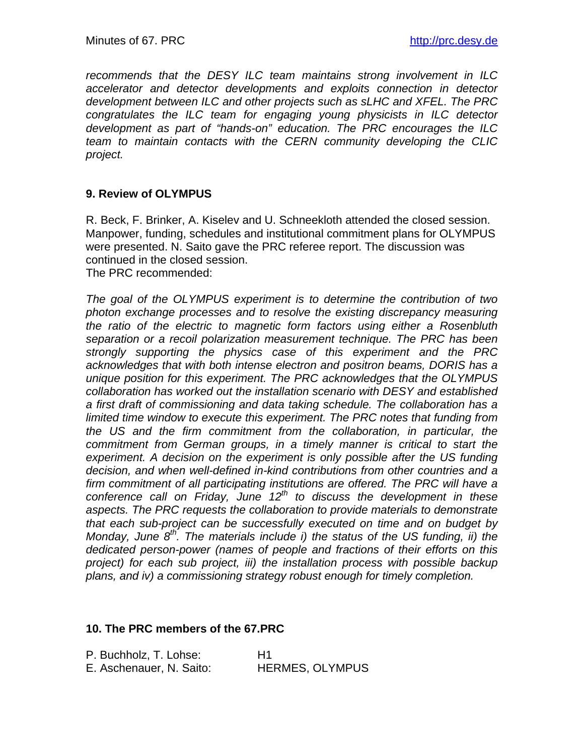*recommends that the DESY ILC team maintains strong involvement in ILC accelerator and detector developments and exploits connection in detector development between ILC and other projects such as sLHC and XFEL. The PRC congratulates the ILC team for engaging young physicists in ILC detector development as part of "hands-on" education. The PRC encourages the ILC team to maintain contacts with the CERN community developing the CLIC project.*

## 9. Review of OLYMPUS

R. Beck, F. Brinker, A. Kiselev and U. Schneekloth attended the closed session. Manpower, funding, schedules and institutional commitment plans for OLYMPUS were presented. N. Saito gave the PRC referee report. The discussion was continued in the closed session.
The PRC recommended:

*The goal of the OLYMPUS experiment is to determine the contribution of two photon exchange processes and to resolve the existing discrepancy measuring the ratio of the electric to magnetic form factors using either a Rosenbluth separation or a recoil polarization measurement technique. The PRC has been strongly supporting the physics case of this experiment and the PRC acknowledges that with both intense electron and positron beams, DORIS has a unique position for this experiment. The PRC acknowledges that the OLYMPUS collaboration has worked out the installation scenario with DESY and established a first draft of commissioning and data taking schedule. The collaboration has a limited time window to execute this experiment. The PRC notes that funding from the US and the firm commitment from the collaboration, in particular, the commitment from German groups, in a timely manner is critical to start the experiment. A decision on the experiment is only possible after the US funding decision, and when well-defined in-kind contributions from other countries and a firm commitment of all participating institutions are offered. The PRC will have a conference call on Friday, June 12th to discuss the development in these aspects. The PRC requests the collaboration to provide materials to demonstrate that each sub-project can be successfully executed on time and on budget by Monday, June 8th. The materials include i) the status of the US funding, ii) the dedicated person-power (names of people and fractions of their efforts on this project) for each sub project, iii) the installation process with possible backup plans, and iv) a commissioning strategy robust enough for timely completion.*

## 10. The PRC members of the 67.PRC

| | |
|---|---|
| P. Buchholz, T. Lohse: | H1 |
| E. Aschenauer, N. Saito: | HERMES, OLYMPUS |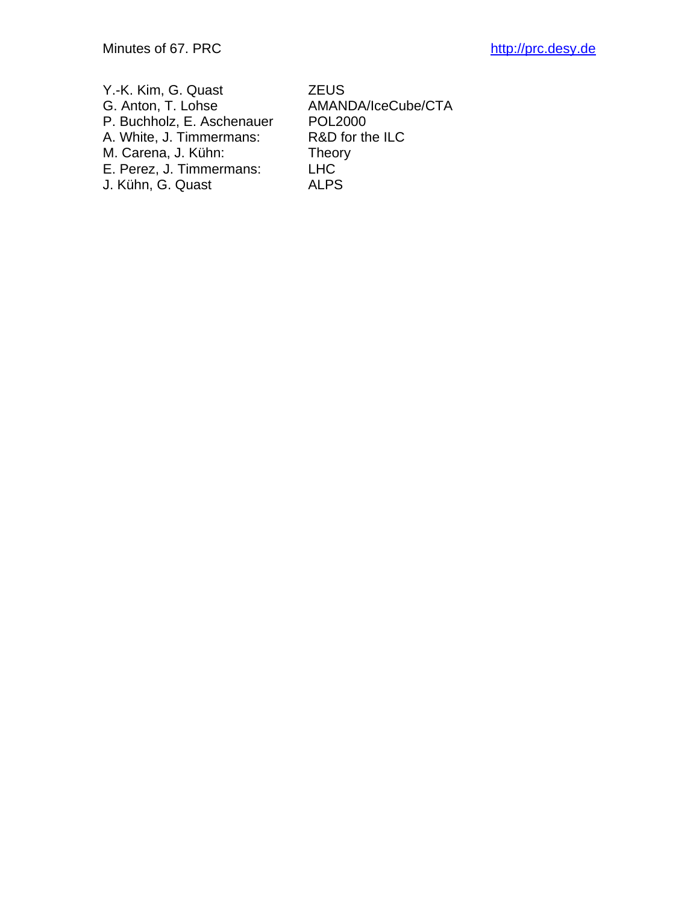Y.-K. Kim, G. Quast ZEUS
G. Anton, T. Lohse AMANDA/IceCube/CTA
P. Buchholz, E. Aschenauer POL2000
A. White, J. Timmermans: R&D for the ILC
M. Carena, J. Kühn: Theory
E. Perez, J. Timmermans: LHC
J. Kühn, G. Quast ALPS